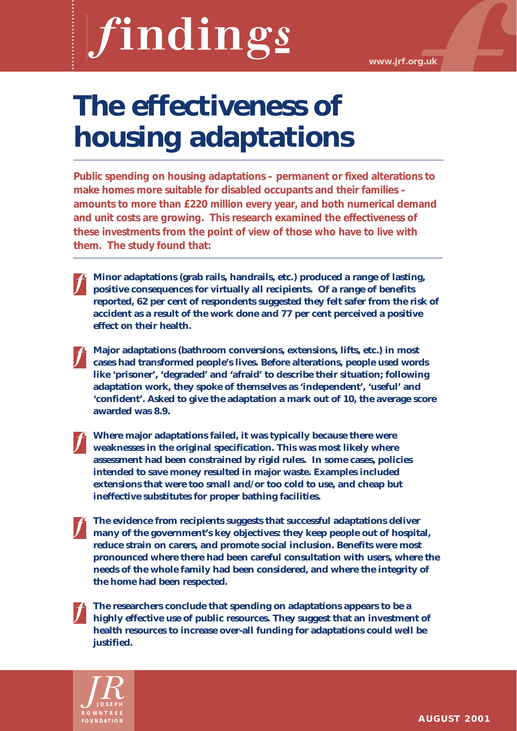# findings

www.jrf.org.uk

# The effectiveness of housing adaptations

**Public spending on housing adaptations – permanent or fixed alterations to make homes more suitable for disabled occupants and their families – amounts to more than £220 million every year, and both numerical demand and unit costs are growing. This research examined the effectiveness of these investments from the point of view of those who have to live with them. The study found that:**

- **Minor adaptations (grab rails, handrails, etc.) produced a range of lasting, positive consequences for virtually all recipients. Of a range of benefits reported, 62 per cent of respondents suggested they felt safer from the risk of accident as a result of the work done and 77 per cent perceived a positive effect on their health.**

- **Major adaptations (bathroom conversions, extensions, lifts, etc.) in most cases had transformed people's lives. Before alterations, people used words like 'prisoner', 'degraded' and 'afraid' to describe their situation; following adaptation work, they spoke of themselves as 'independent', 'useful' and 'confident'. Asked to give the adaptation a mark out of 10, the average score awarded was 8.9.**

- **Where major adaptations failed, it was typically because there were weaknesses in the original specification. This was most likely where assessment had been constrained by rigid rules. In some cases, policies intended to save money resulted in major waste. Examples included extensions that were too small and/or too cold to use, and cheap but ineffective substitutes for proper bathing facilities.**

- **The evidence from recipients suggests that successful adaptations deliver many of the government's key objectives: they keep people out of hospital, reduce strain on carers, and promote social inclusion. Benefits were most pronounced where there had been careful consultation with users, where the needs of the whole family had been considered, and where the integrity of the home had been respected.**

- **The researchers conclude that spending on adaptations appears to be a highly effective use of public resources. They suggest that an investment of health resources to increase over-all funding for adaptations could well be justified.**

JOSEPH ROWNTREE FOUNDATION

AUGUST 2001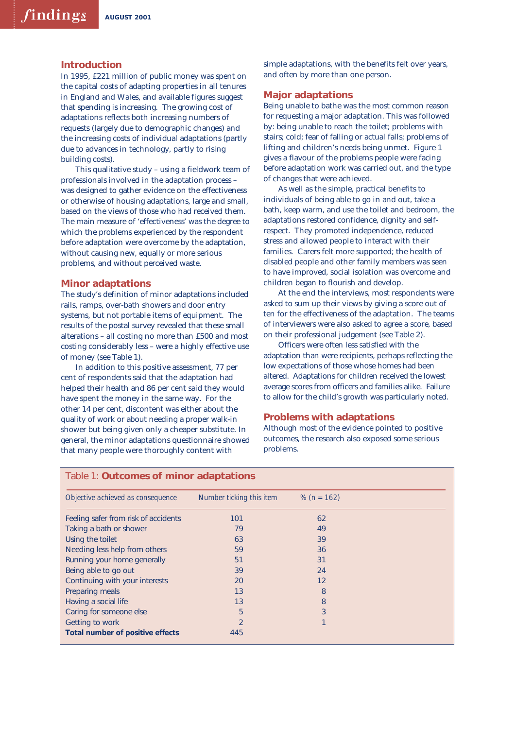## Introduction

In 1995, £221 million of public money was spent on the capital costs of adapting properties in all tenures in England and Wales, and available figures suggest that spending is increasing. The growing cost of adaptations reflects both increasing numbers of requests (largely due to demographic changes) and the increasing costs of individual adaptations (partly due to advances in technology, partly to rising building costs).

This qualitative study – using a fieldwork team of professionals involved in the adaptation process – was designed to gather evidence on the effectiveness or otherwise of housing adaptations, large and small, based on the views of those who had received them. The main measure of 'effectiveness' was the degree to which the problems experienced by the respondent before adaptation were overcome by the adaptation, without causing new, equally or more serious problems, and without perceived waste.

## Minor adaptations

The study's definition of minor adaptations included rails, ramps, over-bath showers and door entry systems, but not portable items of equipment. The results of the postal survey revealed that these small alterations – all costing no more than £500 and most costing considerably less – were a highly effective use of money (see Table 1).

In addition to this positive assessment, 77 per cent of respondents said that the adaptation had helped their health and 86 per cent said they would have spent the money in the same way. For the other 14 per cent, discontent was either about the quality of work or about needing a proper walk-in shower but being given only a cheaper substitute. In general, the minor adaptations questionnaire showed that many people were thoroughly content with simple adaptations, with the benefits felt over years, and often by more than one person.

## Major adaptations

Being unable to bathe was the most common reason for requesting a major adaptation. This was followed by: being unable to reach the toilet; problems with stairs; cold; fear of falling or actual falls; problems of lifting and children's needs being unmet. Figure 1 gives a flavour of the problems people were facing before adaptation work was carried out, and the type of changes that were achieved.

As well as the simple, practical benefits to individuals of being able to go in and out, take a bath, keep warm, and use the toilet and bedroom, the adaptations restored confidence, dignity and self-respect. They promoted independence, reduced stress and allowed people to interact with their families. Carers felt more supported; the health of disabled people and other family members was seen to have improved, social isolation was overcome and children began to flourish and develop.

At the end the interviews, most respondents were asked to sum up their views by giving a score out of ten for the effectiveness of the adaptation. The teams of interviewers were also asked to agree a score, based on their professional judgement (see Table 2).

Officers were often less satisfied with the adaptation than were recipients, perhaps reflecting the low expectations of those whose homes had been altered. Adaptations for children received the lowest average scores from officers and families alike. Failure to allow for the child's growth was particularly noted.

## Problems with adaptations

Although most of the evidence pointed to positive outcomes, the research also exposed some serious problems.

**Table 1: Outcomes of minor adaptations**

| *Objective achieved as consequence* | *Number ticking this item* | *% (n = 162)* |
|---|---|---|
| Feeling safer from risk of accidents | 101 | 62 |
| Taking a bath or shower | 79 | 49 |
| Using the toilet | 63 | 39 |
| Needing less help from others | 59 | 36 |
| Running your home generally | 51 | 31 |
| Being able to go out | 39 | 24 |
| Continuing with your interests | 20 | 12 |
| Preparing meals | 13 | 8 |
| Having a social life | 13 | 8 |
| Caring for someone else | 5 | 3 |
| Getting to work | 2 | 1 |
| **Total number of positive effects** | 445 | |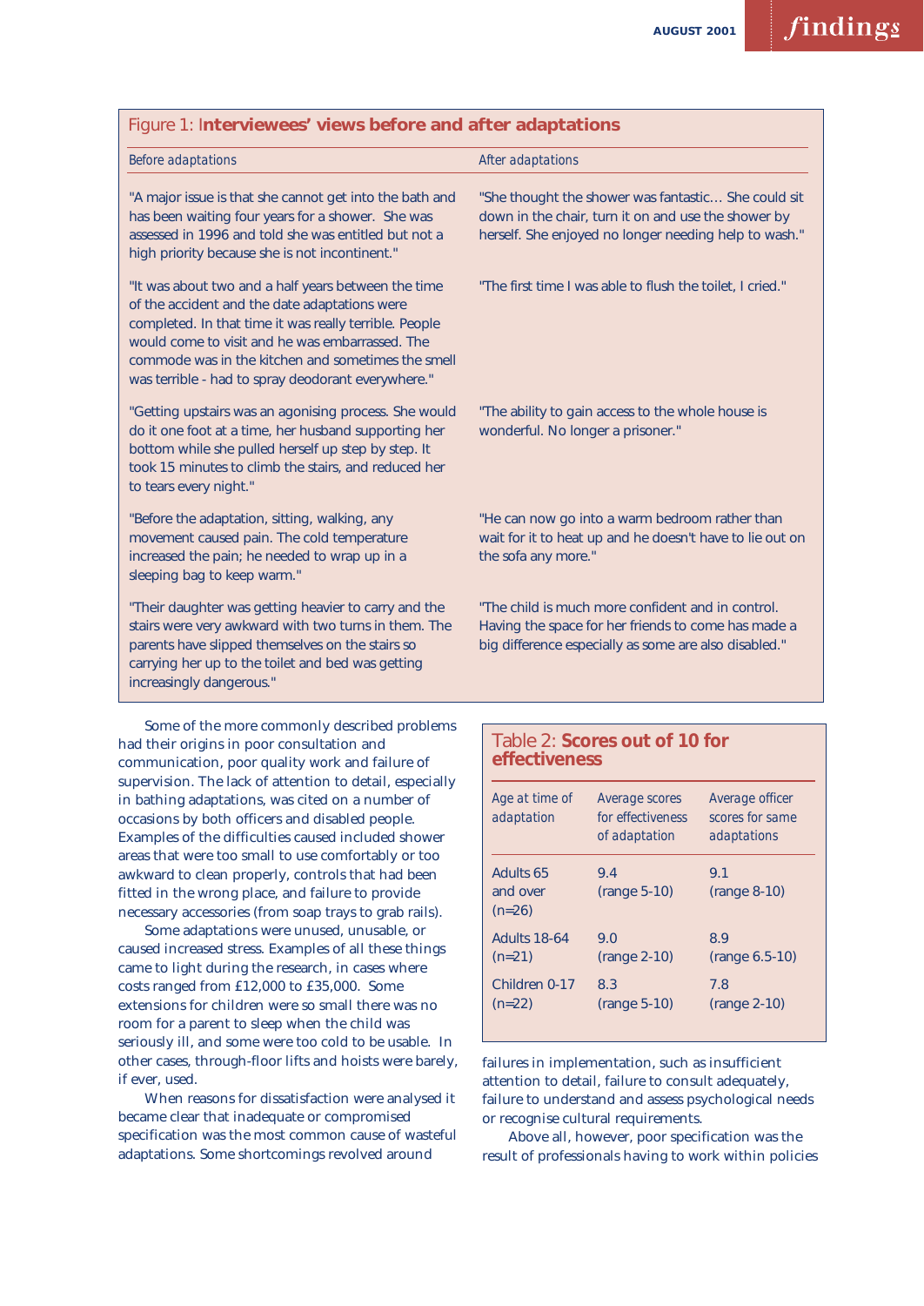## Figure 1: Interviewees' views before and after adaptations

| *Before adaptations* | *After adaptations* |
|---|---|
| "A major issue is that she cannot get into the bath and has been waiting four years for a shower. She was assessed in 1996 and told she was entitled but not a high priority because she is not incontinent." | "She thought the shower was fantastic… She could sit down in the chair, turn it on and use the shower by herself. She enjoyed no longer needing help to wash." |
| "It was about two and a half years between the time of the accident and the date adaptations were completed. In that time it was really terrible. People would come to visit and he was embarrassed. The commode was in the kitchen and sometimes the smell was terrible - had to spray deodorant everywhere." | "The first time I was able to flush the toilet, I cried." |
| "Getting upstairs was an agonising process. She would do it one foot at a time, her husband supporting her bottom while she pulled herself up step by step. It took 15 minutes to climb the stairs, and reduced her to tears every night." | "The ability to gain access to the whole house is wonderful. No longer a prisoner." |
| "Before the adaptation, sitting, walking, any movement caused pain. The cold temperature increased the pain; he needed to wrap up in a sleeping bag to keep warm." | "He can now go into a warm bedroom rather than wait for it to heat up and he doesn't have to lie out on the sofa any more." |
| "Their daughter was getting heavier to carry and the stairs were very awkward with two turns in them. The parents have slipped themselves on the stairs so carrying her up to the toilet and bed was getting increasingly dangerous." | "The child is much more confident and in control. Having the space for her friends to come has made a big difference especially as some are also disabled." |

Some of the more commonly described problems had their origins in poor consultation and communication, poor quality work and failure of supervision. The lack of attention to detail, especially in bathing adaptations, was cited on a number of occasions by both officers and disabled people. Examples of the difficulties caused included shower areas that were too small to use comfortably or too awkward to clean properly, controls that had been fitted in the wrong place, and failure to provide necessary accessories (from soap trays to grab rails).

Some adaptations were unused, unusable, or caused increased stress. Examples of all these things came to light during the research, in cases where costs ranged from £12,000 to £35,000. Some extensions for children were so small there was no room for a parent to sleep when the child was seriously ill, and some were too cold to be usable. In other cases, through-floor lifts and hoists were barely, if ever, used.

When reasons for dissatisfaction were analysed it became clear that inadequate or compromised specification was the most common cause of wasteful adaptations. Some shortcomings revolved around failures in implementation, such as insufficient attention to detail, failure to consult adequately, failure to understand and assess psychological needs or recognise cultural requirements.

### Table 2: Scores out of 10 for effectiveness

| Age at time of adaptation | Average scores for effectiveness of adaptation | Average officer scores for same adaptations |
|---|---|---|
| Adults 65 and over (n=26) | 9.4 (range 5-10) | 9.1 (range 8-10) |
| Adults 18-64 (n=21) | 9.0 (range 2-10) | 8.9 (range 6.5-10) |
| Children 0-17 (n=22) | 8.3 (range 5-10) | 7.8 (range 2-10) |

Above all, however, poor specification was the result of professionals having to work within policies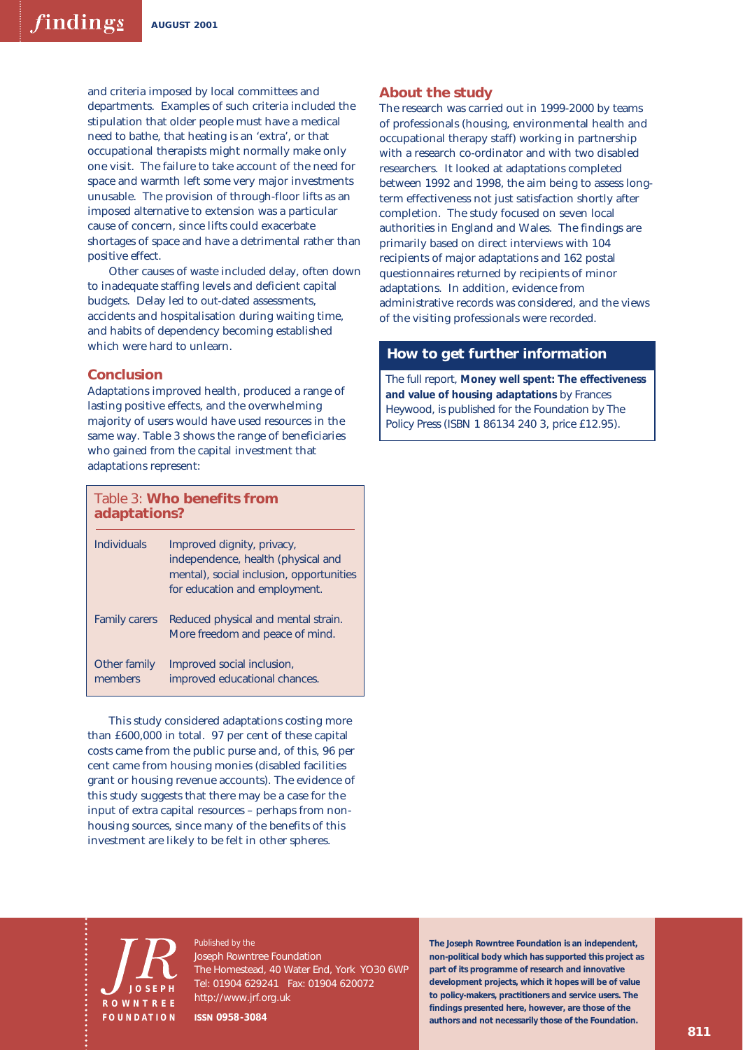and criteria imposed by local committees and departments. Examples of such criteria included the stipulation that older people must have a medical need to bathe, that heating is an 'extra', or that occupational therapists might normally make only one visit. The failure to take account of the need for space and warmth left some very major investments unusable. The provision of through-floor lifts as an imposed alternative to extension was a particular cause of concern, since lifts could exacerbate shortages of space and have a detrimental rather than positive effect.

Other causes of waste included delay, often down to inadequate staffing levels and deficient capital budgets. Delay led to out-dated assessments, accidents and hospitalisation during waiting time, and habits of dependency becoming established which were hard to unlearn.

## Conclusion

Adaptations improved health, produced a range of lasting positive effects, and the overwhelming majority of users would have used resources in the same way. Table 3 shows the range of beneficiaries who gained from the capital investment that adaptations represent:

Table 3: **Who benefits from adaptations?**

| | |
|---|---|
| Individuals | Improved dignity, privacy, independence, health (physical and mental), social inclusion, opportunities for education and employment. |
| Family carers | Reduced physical and mental strain. More freedom and peace of mind. |
| Other family members | Improved social inclusion, improved educational chances. |

This study considered adaptations costing more than £600,000 in total. 97 per cent of these capital costs came from the public purse and, of this, 96 per cent came from housing monies (disabled facilities grant or housing revenue accounts). The evidence of this study suggests that there may be a case for the input of extra capital resources – perhaps from non-housing sources, since many of the benefits of this investment are likely to be felt in other spheres.

## About the study

The research was carried out in 1999-2000 by teams of professionals (housing, environmental health and occupational therapy staff) working in partnership with a research co-ordinator and with two disabled researchers. It looked at adaptations completed between 1992 and 1998, the aim being to assess long-term effectiveness not just satisfaction shortly after completion. The study focused on seven local authorities in England and Wales. The findings are primarily based on direct interviews with 104 recipients of major adaptations and 162 postal questionnaires returned by recipients of minor adaptations. In addition, evidence from administrative records was considered, and the views of the visiting professionals were recorded.

## How to get further information

The full report, **Money well spent: The effectiveness and value of housing adaptations** by Frances Heywood, is published for the Foundation by The Policy Press (ISBN 1 86134 240 3, price £12.95).

*Published by the*
Joseph Rowntree Foundation
The Homestead, 40 Water End, York YO30 6WP
Tel: 01904 629241 Fax: 01904 620072
http://www.jrf.org.uk

**ISSN 0958-3084**

**The Joseph Rowntree Foundation is an independent, non-political body which has supported this project as part of its programme of research and innovative development projects, which it hopes will be of value to policy-makers, practitioners and service users. The findings presented here, however, are those of the authors and not necessarily those of the Foundation.**

811